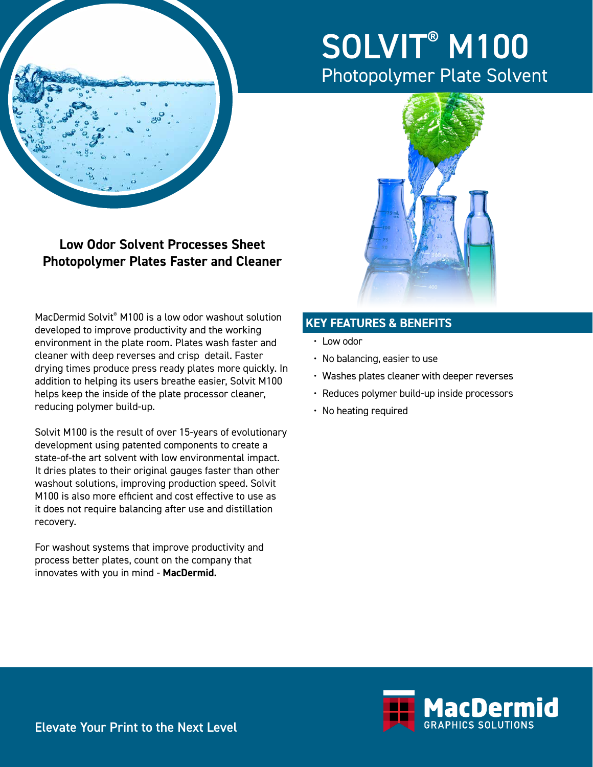# SOLVIT® M100

## Photopolymer Plate Solvent

### Low Odor Solvent Processes Sheet Photopolymer Plates Faster and Cleaner

MacDermid Solvit® M100 is a low odor washout solution developed to improve productivity and the working environment in the plate room. Plates wash faster and cleaner with deep reverses and crisp detail. Faster drying times produce press ready plates more quickly. In addition to helping its users breathe easier, Solvit M100 helps keep the inside of the plate processor cleaner, reducing polymer build-up.

Solvit M100 is the result of over 15-years of evolutionary development using patented components to create a state-of-the art solvent with low environmental impact. It dries plates to their original gauges faster than other washout solutions, improving production speed. Solvit M100 is also more efficient and cost effective to use as it does not require balancing after use and distillation recovery.

For washout systems that improve productivity and process better plates, count on the company that innovates with you in mind - **MacDermid.**

## KEY FEATURES & BENEFITS

- Low odor
- No balancing, easier to use
- Washes plates cleaner with deeper reverses
- Reduces polymer build-up inside processors
- No heating required

Elevate Your Print to the Next Level

MacDermid GRAPHICS SOLUTIONS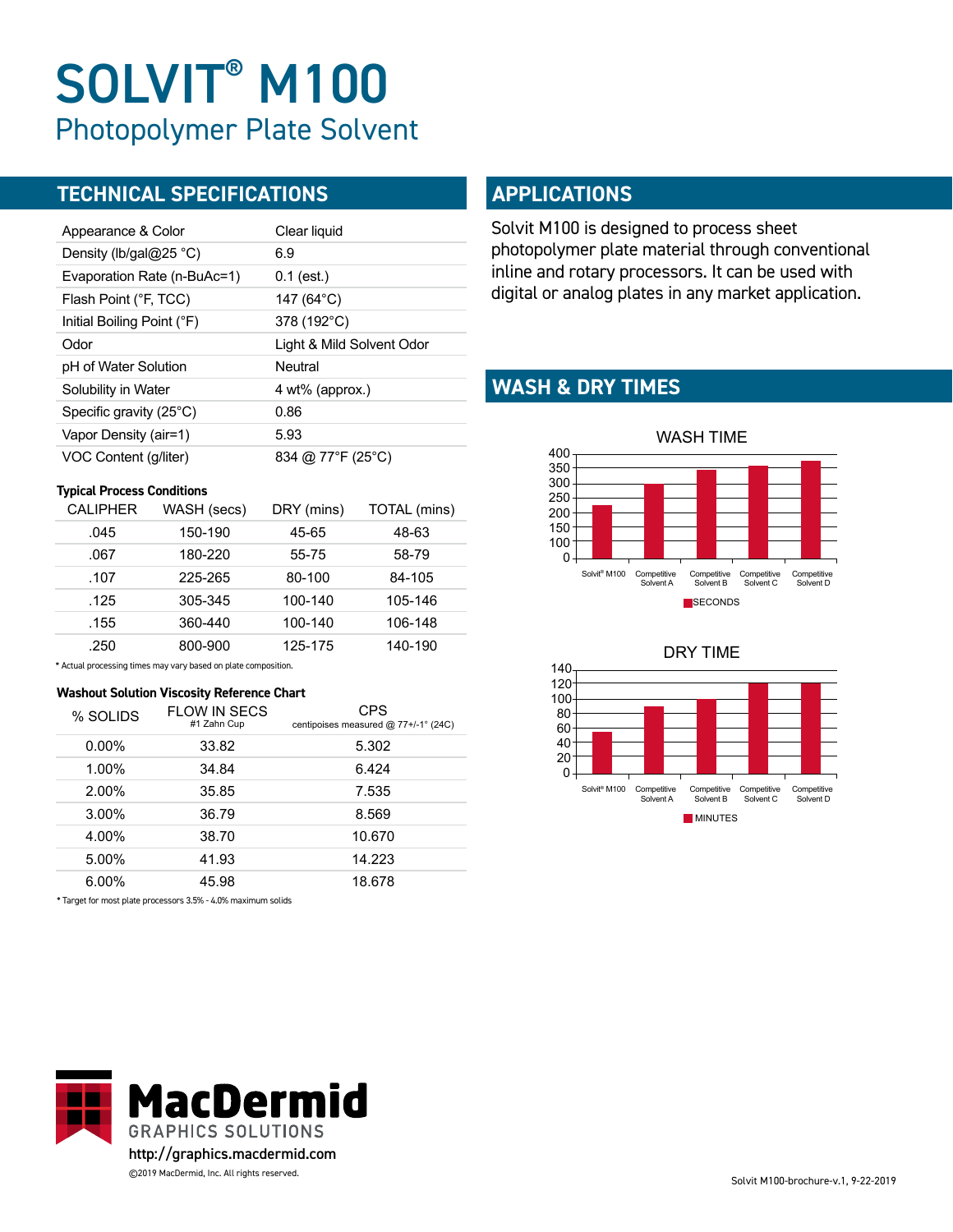# SOLVIT® M100

## Photopolymer Plate Solvent

## TECHNICAL SPECIFICATIONS

| | |
|---|---|
| Appearance & Color | Clear liquid |
| Density (lb/gal@25 °C) | 6.9 |
| Evaporation Rate (n-BuAc=1) | 0.1 (est.) |
| Flash Point (°F, TCC) | 147 (64°C) |
| Initial Boiling Point (°F) | 378 (192°C) |
| Odor | Light & Mild Solvent Odor |
| pH of Water Solution | Neutral |
| Solubility in Water | 4 wt% (approx.) |
| Specific gravity (25°C) | 0.86 |
| Vapor Density (air=1) | 5.93 |
| VOC Content (g/liter) | 834 @ 77°F (25°C) |

**Typical Process Conditions**

| CALIPER | WASH (secs) | DRY (mins) | TOTAL (mins) |
|---|---|---|---|
| .045 | 150-190 | 45-65 | 48-63 |
| .067 | 180-220 | 55-75 | 58-79 |
| .107 | 225-265 | 80-100 | 84-105 |
| .125 | 305-345 | 100-140 | 105-146 |
| .155 | 360-440 | 100-140 | 106-148 |
| .250 | 800-900 | 125-175 | 140-190 |

* Actual processing times may vary based on plate composition.

**Washout Solution Viscosity Reference Chart**

| % SOLIDS | FLOW IN SECS #1 Zahn Cup | CPS centipoises measured @ 77+/-1° (24C) |
|---|---|---|
| 0.00% | 33.82 | 5.302 |
| 1.00% | 34.84 | 6.424 |
| 2.00% | 35.85 | 7.535 |
| 3.00% | 36.79 | 8.569 |
| 4.00% | 38.70 | 10.670 |
| 5.00% | 41.93 | 14.223 |
| 6.00% | 45.98 | 18.678 |

* Target for most plate processors 3.5% - 4.0% maximum solids

## APPLICATIONS

Solvit M100 is designed to process sheet photopolymer plate material through conventional inline and rotary processors. It can be used with digital or analog plates in any market application.

## WASH & DRY TIMES

WASH TIME

400
350
300
250
200
150
100
0

Solvit® M100
Competitive Solvent A
Competitive Solvent B
Competitive Solvent C
Competitive Solvent D

SECONDS

DRY TIME

140
120
100
80
60
40
20
0

Solvit® M100
Competitive Solvent A
Competitive Solvent B
Competitive Solvent C
Competitive Solvent D

MINUTES

MacDermid
GRAPHICS SOLUTIONS
http://graphics.macdermid.com
©2019 MacDermid, Inc. All rights reserved.

Solvit M100-brochure-v.1, 9-22-2019